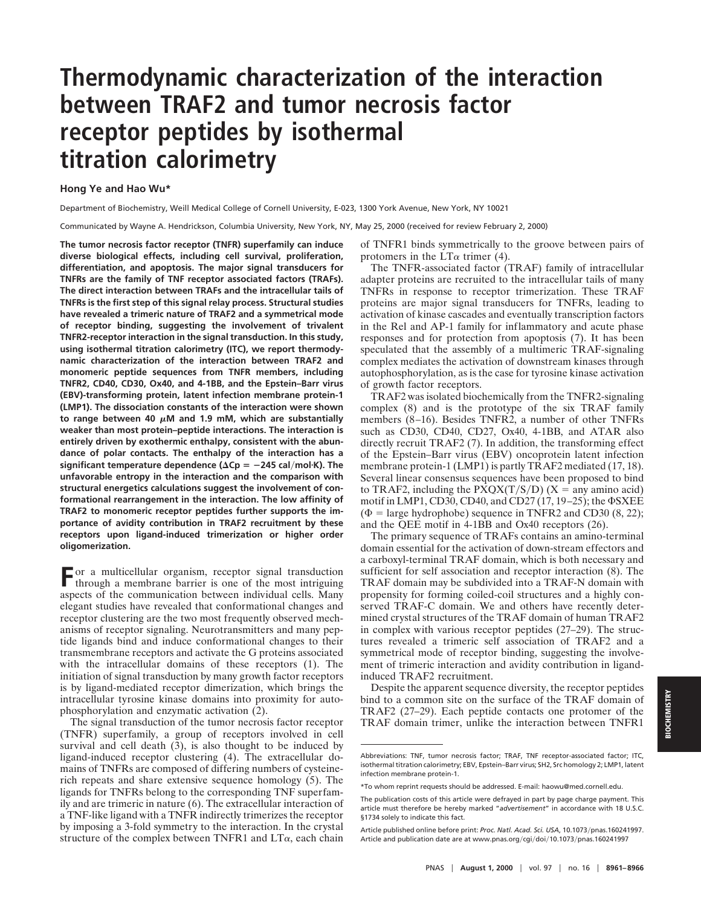# Thermodynamic characterization of the interaction between TRAF2 and tumor necrosis factor receptor peptides by isothermal titration calorimetry

**Hong Ye and Hao Wu***

Department of Biochemistry, Weill Medical College of Cornell University, E-023, 1300 York Avenue, New York, NY 10021

Communicated by Wayne A. Hendrickson, Columbia University, New York, NY, May 25, 2000 (received for review February 2, 2000)

**The tumor necrosis factor receptor (TNFR) superfamily can induce diverse biological effects, including cell survival, proliferation, differentiation, and apoptosis. The major signal transducers for TNFRs are the family of TNF receptor associated factors (TRAFs). The direct interaction between TRAFs and the intracellular tails of TNFRs is the first step of this signal relay process. Structural studies have revealed a trimeric nature of TRAF2 and a symmetrical mode of receptor binding, suggesting the involvement of trivalent TNFR2-receptor interaction in the signal transduction. In this study, using isothermal titration calorimetry (ITC), we report thermodynamic characterization of the interaction between TRAF2 and monomeric peptide sequences from TNFR members, including TNFR2, CD40, CD30, Ox40, and 4-1BB, and the Epstein–Barr virus (EBV)-transforming protein, latent infection membrane protein-1 (LMP1). The dissociation constants of the interaction were shown to range between 40 $\mu$M and 1.9 mM, which are substantially weaker than most protein–peptide interactions. The interaction is entirely driven by exothermic enthalpy, consistent with the abundance of polar contacts. The enthalpy of the interaction has a significant temperature dependence ($\Delta Cp = -245$ cal/mol·K). The unfavorable entropy in the interaction and the comparison with structural energetics calculations suggest the involvement of conformational rearrangement in the interaction. The low affinity of TRAF2 to monomeric receptor peptides further supports the importance of avidity contribution in TRAF2 recruitment by these receptors upon ligand-induced trimerization or higher order oligomerization.**

For a multicellular organism, receptor signal transduction through a membrane barrier is one of the most intriguing aspects of the communication between individual cells. Many elegant studies have revealed that conformational changes and receptor clustering are the two most frequently observed mechanisms of receptor signaling. Neurotransmitters and many peptide ligands bind and induce conformational changes to their transmembrane receptors and activate the G proteins associated with the intracellular domains of these receptors (1). The initiation of signal transduction by many growth factor receptors is by ligand-mediated receptor dimerization, which brings the intracellular tyrosine kinase domains into proximity for autophosphorylation and enzymatic activation (2).

The signal transduction of the tumor necrosis factor receptor (TNFR) superfamily, a group of receptors involved in cell survival and cell death (3), is also thought to be induced by ligand-induced receptor clustering (4). The extracellular domains of TNFRs are composed of differing numbers of cysteine-rich repeats and share extensive sequence homology (5). The ligands for TNFRs belong to the corresponding TNF superfamily and are trimeric in nature (6). The extracellular interaction of a TNF-like ligand with a TNFR indirectly trimerizes the receptor by imposing a 3-fold symmetry to the interaction. In the crystal structure of the complex between TNFR1 and LT$\alpha$, each chain of TNFR1 binds symmetrically to the groove between pairs of protomers in the LT$\alpha$ trimer (4).

The TNFR-associated factor (TRAF) family of intracellular adapter proteins are recruited to the intracellular tails of many TNFRs in response to receptor trimerization. These TRAF proteins are major signal transducers for TNFRs, leading to activation of kinase cascades and eventually transcription factors in the Rel and AP-1 family for inflammatory and acute phase responses and for protection from apoptosis (7). It has been speculated that the assembly of a multimeric TRAF-signaling complex mediates the activation of downstream kinases through autophosphorylation, as is the case for tyrosine kinase activation of growth factor receptors.

TRAF2 was isolated biochemically from the TNFR2-signaling complex (8) and is the prototype of the six TRAF family members (8–16). Besides TNFR2, a number of other TNFRs such as CD30, CD40, CD27, Ox40, 4-1BB, and ATAR also directly recruit TRAF2 (7). In addition, the transforming effect of the Epstein–Barr virus (EBV) oncoprotein latent infection membrane protein-1 (LMP1) is partly TRAF2 mediated (17, 18). Several linear consensus sequences have been proposed to bind to TRAF2, including the PXQX(T/S/D) (X = any amino acid) motif in LMP1, CD30, CD40, and CD27 (17, 19–25); the $\Phi$SXEE ($\Phi$ = large hydrophobe) sequence in TNFR2 and CD30 (8, 22); and the QEE motif in 4-1BB and Ox40 receptors (26).

The primary sequence of TRAFs contains an amino-terminal domain essential for the activation of down-stream effectors and a carboxyl-terminal TRAF domain, which is both necessary and sufficient for self association and receptor interaction (8). The TRAF domain may be subdivided into a TRAF-N domain with propensity for forming coiled-coil structures and a highly conserved TRAF-C domain. We and others have recently determined crystal structures of the TRAF domain of human TRAF2 in complex with various receptor peptides (27–29). The structures revealed a trimeric self association of TRAF2 and a symmetrical mode of receptor binding, suggesting the involvement of trimeric interaction and avidity contribution in ligand-induced TRAF2 recruitment.

Despite the apparent sequence diversity, the receptor peptides bind to a common site on the surface of the TRAF domain of TRAF2 (27–29). Each peptide contacts one protomer of the TRAF domain trimer, unlike the interaction between TNFR1

---

Abbreviations: TNF, tumor necrosis factor; TRAF, TNF receptor-associated factor; ITC, isothermal titration calorimetry; EBV, Epstein–Barr virus; SH2, Src homology 2; LMP1, latent infection membrane protein-1.

*To whom reprint requests should be addressed. E-mail: haowu@med.cornell.edu.

The publication costs of this article were defrayed in part by page charge payment. This article must therefore be hereby marked "*advertisement*" in accordance with 18 U.S.C. §1734 solely to indicate this fact.

Article published online before print: *Proc. Natl. Acad. Sci. USA*, 10.1073/pnas.160241997. Article and publication date are at www.pnas.org/cgi/doi/10.1073/pnas.160241997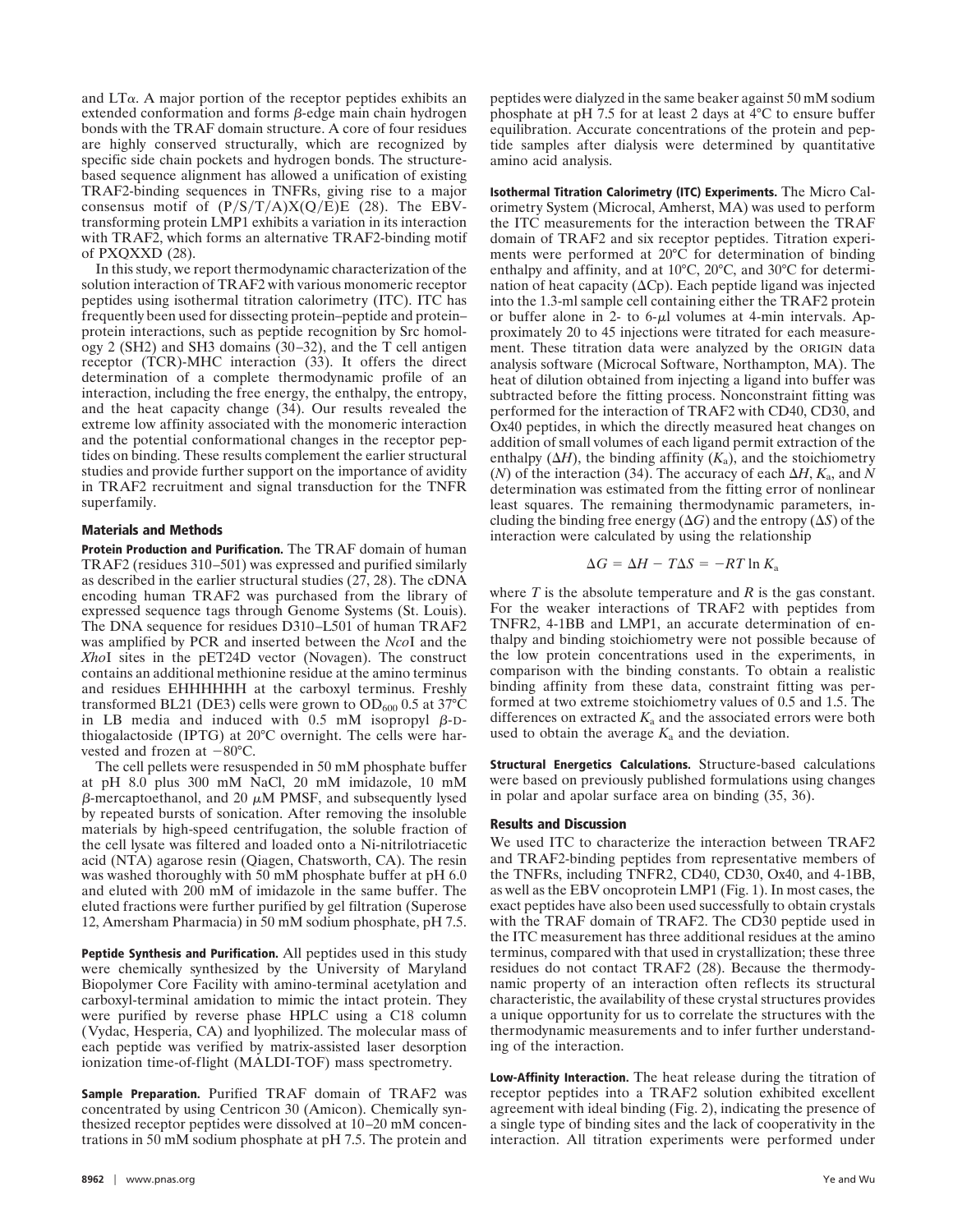and LTα. A major portion of the receptor peptides exhibits an extended conformation and forms β-edge main chain hydrogen bonds with the TRAF domain structure. A core of four residues are highly conserved structurally, which are recognized by specific side chain pockets and hydrogen bonds. The structure-based sequence alignment has allowed a unification of existing TRAF2-binding sequences in TNFRs, giving rise to a major consensus motif of (P/S/T/A)X(Q/E)E (28). The EBV-transforming protein LMP1 exhibits a variation in its interaction with TRAF2, which forms an alternative TRAF2-binding motif of PXQXXD (28).

In this study, we report thermodynamic characterization of the solution interaction of TRAF2 with various monomeric receptor peptides using isothermal titration calorimetry (ITC). ITC has frequently been used for dissecting protein–peptide and protein–protein interactions, such as peptide recognition by Src homology 2 (SH2) and SH3 domains (30–32), and the T cell antigen receptor (TCR)-MHC interaction (33). It offers the direct determination of a complete thermodynamic profile of an interaction, including the free energy, the enthalpy, the entropy, and the heat capacity change (34). Our results revealed the extreme low affinity associated with the monomeric interaction and the potential conformational changes in the receptor peptides on binding. These results complement the earlier structural studies and provide further support on the importance of avidity in TRAF2 recruitment and signal transduction for the TNFR superfamily.

## Materials and Methods

**Protein Production and Purification.** The TRAF domain of human TRAF2 (residues 310–501) was expressed and purified similarly as described in the earlier structural studies (27, 28). The cDNA encoding human TRAF2 was purchased from the library of expressed sequence tags through Genome Systems (St. Louis). The DNA sequence for residues D310–L501 of human TRAF2 was amplified by PCR and inserted between the *Nco*I and the *Xho*I sites in the pET24D vector (Novagen). The construct contains an additional methionine residue at the amino terminus and residues EHHHHHH at the carboxyl terminus. Freshly transformed BL21 (DE3) cells were grown to $OD_{600}$ 0.5 at 37°C in LB media and induced with 0.5 mM isopropyl β-D-thiogalactoside (IPTG) at 20°C overnight. The cells were harvested and frozen at −80°C.

The cell pellets were resuspended in 50 mM phosphate buffer at pH 8.0 plus 300 mM NaCl, 20 mM imidazole, 10 mM β-mercaptoethanol, and 20 μM PMSF, and subsequently lysed by repeated bursts of sonication. After removing the insoluble materials by high-speed centrifugation, the soluble fraction of the cell lysate was filtered and loaded onto a Ni-nitrilotriacetic acid (NTA) agarose resin (Qiagen, Chatsworth, CA). The resin was washed thoroughly with 50 mM phosphate buffer at pH 6.0 and eluted with 200 mM of imidazole in the same buffer. The eluted fractions were further purified by gel filtration (Superose 12, Amersham Pharmacia) in 50 mM sodium phosphate, pH 7.5.

**Peptide Synthesis and Purification.** All peptides used in this study were chemically synthesized by the University of Maryland Biopolymer Core Facility with amino-terminal acetylation and carboxyl-terminal amidation to mimic the intact protein. They were purified by reverse phase HPLC using a C18 column (Vydac, Hesperia, CA) and lyophilized. The molecular mass of each peptide was verified by matrix-assisted laser desorption ionization time-of-flight (MALDI-TOF) mass spectrometry.

**Sample Preparation.** Purified TRAF domain of TRAF2 was concentrated by using Centricon 30 (Amicon). Chemically synthesized receptor peptides were dissolved at 10–20 mM concentrations in 50 mM sodium phosphate at pH 7.5. The protein and peptides were dialyzed in the same beaker against 50 mM sodium phosphate at pH 7.5 for at least 2 days at 4°C to ensure buffer equilibration. Accurate concentrations of the protein and peptide samples after dialysis were determined by quantitative amino acid analysis.

**Isothermal Titration Calorimetry (ITC) Experiments.** The Micro Calorimetry System (Microcal, Amherst, MA) was used to perform the ITC measurements for the interaction between the TRAF domain of TRAF2 and six receptor peptides. Titration experiments were performed at 20°C for determination of binding enthalpy and affinity, and at 10°C, 20°C, and 30°C for determination of heat capacity (ΔCp). Each peptide ligand was injected into the 1.3-ml sample cell containing either the TRAF2 protein or buffer alone in 2- to 6-μl volumes at 4-min intervals. Approximately 20 to 45 injections were titrated for each measurement. These titration data were analyzed by the ORIGIN data analysis software (Microcal Software, Northampton, MA). The heat of dilution obtained from injecting a ligand into buffer was subtracted before the fitting process. Nonconstraint fitting was performed for the interaction of TRAF2 with CD40, CD30, and Ox40 peptides, in which the directly measured heat changes on addition of small volumes of each ligand permit extraction of the enthalpy ($\Delta H$), the binding affinity ($K_a$), and the stoichiometry ($N$) of the interaction (34). The accuracy of each $\Delta H$, $K_a$, and $N$ determination was estimated from the fitting error of nonlinear least squares. The remaining thermodynamic parameters, including the binding free energy ($\Delta G$) and the entropy ($\Delta S$) of the interaction were calculated by using the relationship

$$\Delta G = \Delta H - T\Delta S = -RT \ln K_a$$

where $T$ is the absolute temperature and $R$ is the gas constant. For the weaker interactions of TRAF2 with peptides from TNFR2, 4-1BB and LMP1, an accurate determination of enthalpy and binding stoichiometry were not possible because of the low protein concentrations used in the experiments, in comparison with the binding constants. To obtain a realistic binding affinity from these data, constraint fitting was performed at two extreme stoichiometry values of 0.5 and 1.5. The differences on extracted $K_a$ and the associated errors were both used to obtain the average $K_a$ and the deviation.

**Structural Energetics Calculations.** Structure-based calculations were based on previously published formulations using changes in polar and apolar surface area on binding (35, 36).

## Results and Discussion

We used ITC to characterize the interaction between TRAF2 and TRAF2-binding peptides from representative members of the TNFRs, including TNFR2, CD40, CD30, Ox40, and 4-1BB, as well as the EBV oncoprotein LMP1 (Fig. 1). In most cases, the exact peptides have also been used successfully to obtain crystals with the TRAF domain of TRAF2. The CD30 peptide used in the ITC measurement has three additional residues at the amino terminus, compared with that used in crystallization; these three residues do not contact TRAF2 (28). Because the thermodynamic property of an interaction often reflects its structural characteristic, the availability of these crystal structures provides a unique opportunity for us to correlate the structures with the thermodynamic measurements and to infer further understanding of the interaction.

**Low-Affinity Interaction.** The heat release during the titration of receptor peptides into a TRAF2 solution exhibited excellent agreement with ideal binding (Fig. 2), indicating the presence of a single type of binding sites and the lack of cooperativity in the interaction. All titration experiments were performed under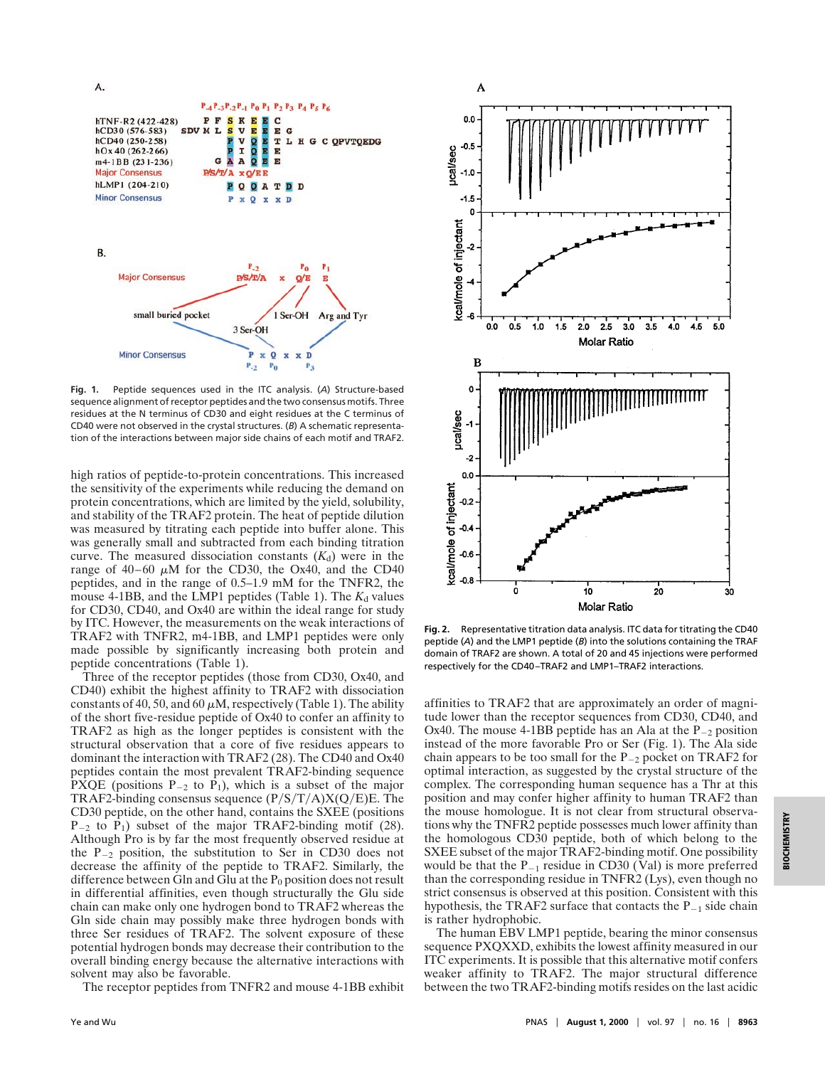Fig. 1. Peptide sequences used in the ITC analysis. (*A*) Structure-based sequence alignment of receptor peptides and the two consensus motifs. Three residues at the N terminus of CD30 and eight residues at the C terminus of CD40 were not observed in the crystal structures. (*B*) A schematic representation of the interactions between major side chains of each motif and TRAF2.

high ratios of peptide-to-protein concentrations. This increased the sensitivity of the experiments while reducing the demand on protein concentrations, which are limited by the yield, solubility, and stability of the TRAF2 protein. The heat of peptide dilution was measured by titrating each peptide into buffer alone. This was generally small and subtracted from each binding titration curve. The measured dissociation constants ($K_d$) were in the range of 40–60 $\mu$M for the CD30, the Ox40, and the CD40 peptides, and in the range of 0.5–1.9 mM for the TNFR2, the mouse 4-1BB, and the LMP1 peptides (Table 1). The $K_d$ values for CD30, CD40, and Ox40 are within the ideal range for study by ITC. However, the measurements on the weak interactions of TRAF2 with TNFR2, m4-1BB, and LMP1 peptides were only made possible by significantly increasing both protein and peptide concentrations (Table 1).

Three of the receptor peptides (those from CD30, Ox40, and CD40) exhibit the highest affinity to TRAF2 with dissociation constants of 40, 50, and 60 $\mu$M, respectively (Table 1). The ability of the short five-residue peptide of Ox40 to confer an affinity to TRAF2 as high as the longer peptides is consistent with the structural observation that a core of five residues appears to dominant the interaction with TRAF2 (28). The CD40 and Ox40 peptides contain the most prevalent TRAF2-binding sequence PXQE (positions $P_{-2}$ to $P_1$), which is a subset of the major TRAF2-binding consensus sequence (P/S/T/A)X(Q/E)E. The CD30 peptide, on the other hand, contains the SXEE (positions $P_{-2}$ to $P_1$) subset of the major TRAF2-binding motif (28). Although Pro is by far the most frequently observed residue at the $P_{-2}$ position, the substitution to Ser in CD30 does not decrease the affinity of the peptide to TRAF2. Similarly, the difference between Gln and Glu at the $P_0$ position does not result in differential affinities, even though structurally the Glu side chain can make only one hydrogen bond to TRAF2 whereas the Gln side chain may possibly make three hydrogen bonds with three Ser residues of TRAF2. The solvent exposure of these potential hydrogen bonds may decrease their contribution to the overall binding energy because the alternative interactions with solvent may also be favorable.

The receptor peptides from TNFR2 and mouse 4-1BB exhibit affinities to TRAF2 that are approximately an order of magnitude lower than the receptor sequences from CD30, CD40, and Ox40. The mouse 4-1BB peptide has an Ala at the $P_{-2}$ position instead of the more favorable Pro or Ser (Fig. 1). The Ala side chain appears to be too small for the $P_{-2}$ pocket on TRAF2 for optimal interaction, as suggested by the crystal structure of the complex. The corresponding human sequence has a Thr at this position and may confer higher affinity to human TRAF2 than the mouse homologue. It is not clear from structural observations why the TNFR2 peptide possesses much lower affinity than the homologous CD30 peptide, both of which belong to the SXEE subset of the major TRAF2-binding motif. One possibility would be that the $P_{-1}$ residue in CD30 (Val) is more preferred than the corresponding residue in TNFR2 (Lys), even though no strict consensus is observed at this position. Consistent with this hypothesis, the TRAF2 surface that contacts the $P_{-1}$ side chain is rather hydrophobic.

Fig. 2. Representative titration data analysis. ITC data for titrating the CD40 peptide (*A*) and the LMP1 peptide (*B*) into the solutions containing the TRAF domain of TRAF2 are shown. A total of 20 and 45 injections were performed respectively for the CD40–TRAF2 and LMP1–TRAF2 interactions.

The human EBV LMP1 peptide, bearing the minor consensus sequence PXQXXD, exhibits the lowest affinity measured in our ITC experiments. It is possible that this alternative motif confers weaker affinity to TRAF2. The major structural difference between the two TRAF2-binding motifs resides on the last acidic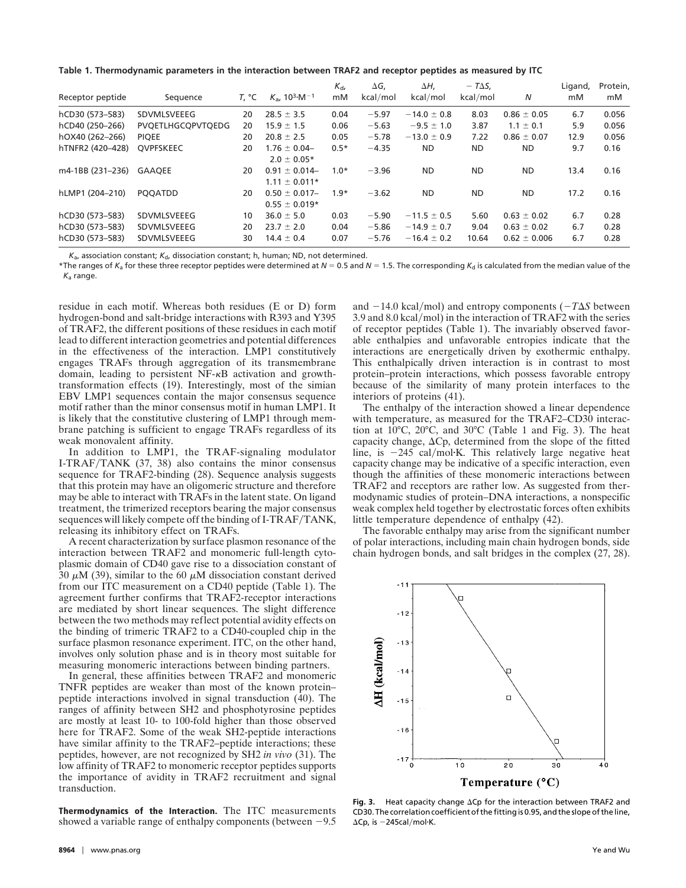**Table 1. Thermodynamic parameters in the interaction between TRAF2 and receptor peptides as measured by ITC**

| Receptor peptide | Sequence | T, °C | $K_a$, $10^3 \cdot M^{-1}$ | $K_d$, mM | ΔG, kcal/mol | ΔH, kcal/mol | −TΔS, kcal/mol | N | Ligand, mM | Protein, mM |
|---|---|---|---|---|---|---|---|---|---|---|
| hCD30 (573–583) | SDVMLSVEEEG | 20 | 28.5 ± 3.5 | 0.04 | −5.97 | −14.0 ± 0.8 | 8.03 | 0.86 ± 0.05 | 6.7 | 0.056 |
| hCD40 (250–266) | PVQETLHGCQPVTQEDG | 20 | 15.9 ± 1.5 | 0.06 | −5.63 | −9.5 ± 1.0 | 3.87 | 1.1 ± 0.1 | 5.9 | 0.056 |
| hOX40 (262–266) | PIQEE | 20 | 20.8 ± 2.5 | 0.05 | −5.78 | −13.0 ± 0.9 | 7.22 | 0.86 ± 0.07 | 12.9 | 0.056 |
| hTNFR2 (420–428) | QVPFSKEEC | 20 | 1.76 ± 0.04– 2.0 ± 0.05* | 0.5* | −4.35 | ND | ND | ND | 9.7 | 0.16 |
| m4-1BB (231–236) | GAAQEE | 20 | 0.91 ± 0.014– 1.11 ± 0.011* | 1.0* | −3.96 | ND | ND | ND | 13.4 | 0.16 |
| hLMP1 (204–210) | PQQATDD | 20 | 0.50 ± 0.017– 0.55 ± 0.019* | 1.9* | −3.62 | ND | ND | ND | 17.2 | 0.16 |
| hCD30 (573–583) | SDVMLSVEEEG | 10 | 36.0 ± 5.0 | 0.03 | −5.90 | −11.5 ± 0.5 | 5.60 | 0.63 ± 0.02 | 6.7 | 0.28 |
| hCD30 (573–583) | SDVMLSVEEEG | 20 | 23.7 ± 2.0 | 0.04 | −5.86 | −14.9 ± 0.7 | 9.04 | 0.63 ± 0.02 | 6.7 | 0.28 |
| hCD30 (573–583) | SDVMLSVEEEG | 30 | 14.4 ± 0.4 | 0.07 | −5.76 | −16.4 ± 0.2 | 10.64 | 0.62 ± 0.006 | 6.7 | 0.28 |

$K_a$, association constant; $K_d$, dissociation constant; h, human; ND, not determined.

*The ranges of $K_a$ for these three receptor peptides were determined at $N = 0.5$ and $N = 1.5$. The corresponding $K_d$ is calculated from the median value of the $K_a$ range.

residue in each motif. Whereas both residues (E or D) form hydrogen-bond and salt-bridge interactions with R393 and Y395 of TRAF2, the different positions of these residues in each motif lead to different interaction geometries and potential differences in the effectiveness of the interaction. LMP1 constitutively engages TRAFs through aggregation of its transmembrane domain, leading to persistent NF-κB activation and growth-transformation effects (19). Interestingly, most of the simian EBV LMP1 sequences contain the major consensus sequence motif rather than the minor consensus motif in human LMP1. It is likely that the constitutive clustering of LMP1 through membrane patching is sufficient to engage TRAFs regardless of its weak monovalent affinity.

In addition to LMP1, the TRAF-signaling modulator I-TRAF/TANK (37, 38) also contains the minor consensus sequence for TRAF2-binding (28). Sequence analysis suggests that this protein may have an oligomeric structure and therefore may be able to interact with TRAFs in the latent state. On ligand treatment, the trimerized receptors bearing the major consensus sequences will likely compete off the binding of I-TRAF/TANK, releasing its inhibitory effect on TRAFs.

A recent characterization by surface plasmon resonance of the interaction between TRAF2 and monomeric full-length cytoplasmic domain of CD40 gave rise to a dissociation constant of 30 μM (39), similar to the 60 μM dissociation constant derived from our ITC measurement on a CD40 peptide (Table 1). The agreement further confirms that TRAF2-receptor interactions are mediated by short linear sequences. The slight difference between the two methods may reflect potential avidity effects on the binding of trimeric TRAF2 to a CD40-coupled chip in the surface plasmon resonance experiment. ITC, on the other hand, involves only solution phase and is in theory most suitable for measuring monomeric interactions between binding partners.

In general, these affinities between TRAF2 and monomeric TNFR peptides are weaker than most of the known protein–peptide interactions involved in signal transduction (40). The ranges of affinity between SH2 and phosphotyrosine peptides are mostly at least 10- to 100-fold higher than those observed here for TRAF2. Some of the weak SH2-peptide interactions have similar affinity to the TRAF2–peptide interactions; these peptides, however, are not recognized by SH2 *in vivo* (31). The low affinity of TRAF2 to monomeric receptor peptides supports the importance of avidity in TRAF2 recruitment and signal transduction.

**Thermodynamics of the Interaction.** The ITC measurements showed a variable range of enthalpy components (between −9.5 and −14.0 kcal/mol) and entropy components (−*T*Δ*S* between 3.9 and 8.0 kcal/mol) in the interaction of TRAF2 with the series of receptor peptides (Table 1). The invariably observed favorable enthalpies and unfavorable entropies indicate that the interactions are energetically driven by exothermic enthalpy. This enthalpically driven interaction is in contrast to most protein–protein interactions, which possess favorable entropy because of the similarity of many protein interfaces to the interiors of proteins (41).

The enthalpy of the interaction showed a linear dependence with temperature, as measured for the TRAF2–CD30 interaction at 10°C, 20°C, and 30°C (Table 1 and Fig. 3). The heat capacity change, ΔCp, determined from the slope of the fitted line, is −245 cal/mol·K. This relatively large negative heat capacity change may be indicative of a specific interaction, even though the affinities of these monomeric interactions between TRAF2 and receptors are rather low. As suggested from thermodynamic studies of protein–DNA interactions, a nonspecific weak complex held together by electrostatic forces often exhibits little temperature dependence of enthalpy (42).

The favorable enthalpy may arise from the significant number of polar interactions, including main chain hydrogen bonds, side chain hydrogen bonds, and salt bridges in the complex (27, 28).

**Fig. 3.** Heat capacity change ΔCp for the interaction between TRAF2 and CD30. The correlation coefficient of the fitting is 0.95, and the slope of the line, ΔCp, is −245cal/mol·K.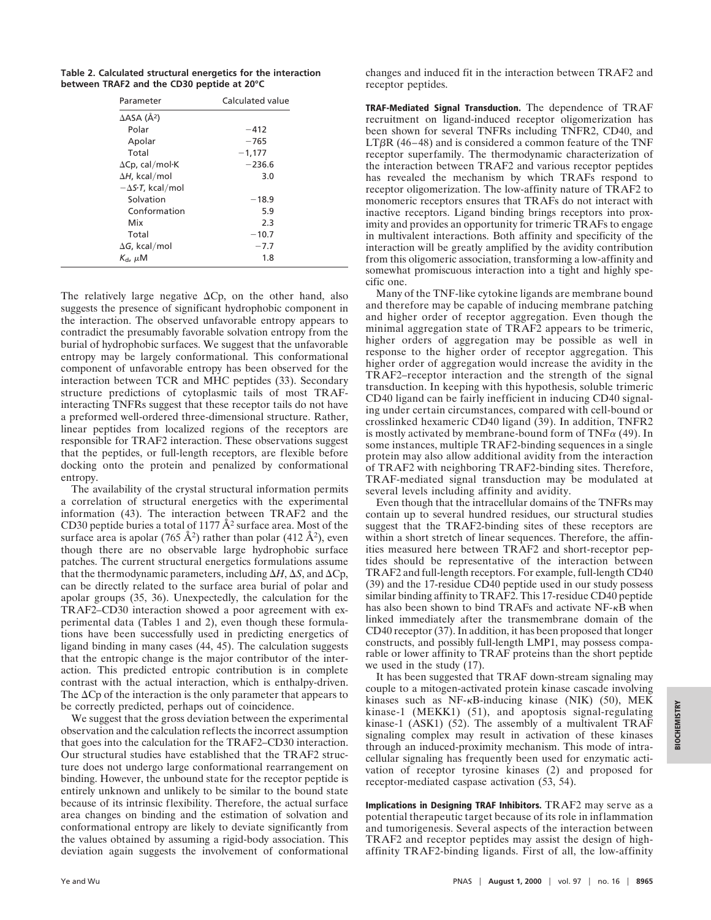**Table 2. Calculated structural energetics for the interaction between TRAF2 and the CD30 peptide at 20°C**

| Parameter | Calculated value |
|---|---|
| $\Delta$ASA (Å$^2$) | |
| Polar | −412 |
| Apolar | −765 |
| Total | −1,177 |
| $\Delta Cp$, cal/mol·K | −236.6 |
| $\Delta H$, kcal/mol | 3.0 |
| $-\Delta S \cdot T$, kcal/mol | |
| Solvation | −18.9 |
| Conformation | 5.9 |
| Mix | 2.3 |
| Total | −10.7 |
| $\Delta G$, kcal/mol | −7.7 |
| $K_d$, $\mu$M | 1.8 |

The relatively large negative $\Delta Cp$, on the other hand, also suggests the presence of significant hydrophobic component in the interaction. The observed unfavorable entropy appears to contradict the presumably favorable solvation entropy from the burial of hydrophobic surfaces. We suggest that the unfavorable entropy may be largely conformational. This conformational component of unfavorable entropy has been observed for the interaction between TCR and MHC peptides (33). Secondary structure predictions of cytoplasmic tails of most TRAF-interacting TNFRs suggest that these receptor tails do not have a preformed well-ordered three-dimensional structure. Rather, linear peptides from localized regions of the receptors are responsible for TRAF2 interaction. These observations suggest that the peptides, or full-length receptors, are flexible before docking onto the protein and penalized by conformational entropy.

The availability of the crystal structural information permits a correlation of structural energetics with the experimental information (43). The interaction between TRAF2 and the CD30 peptide buries a total of 1177 Å$^2$ surface area. Most of the surface area is apolar (765 Å$^2$) rather than polar (412 Å$^2$), even though there are no observable large hydrophobic surface patches. The current structural energetics formulations assume that the thermodynamic parameters, including $\Delta H$, $\Delta S$, and $\Delta Cp$, can be directly related to the surface area burial of polar and apolar groups (35, 36). Unexpectedly, the calculation for the TRAF2–CD30 interaction showed a poor agreement with experimental data (Tables 1 and 2), even though these formulations have been successfully used in predicting energetics of ligand binding in many cases (44, 45). The calculation suggests that the entropic change is the major contributor of the interaction. This predicted entropic contribution is in complete contrast with the actual interaction, which is enthalpy-driven. The $\Delta Cp$ of the interaction is the only parameter that appears to be correctly predicted, perhaps out of coincidence.

We suggest that the gross deviation between the experimental observation and the calculation reflects the incorrect assumption that goes into the calculation for the TRAF2–CD30 interaction. Our structural studies have established that the TRAF2 structure does not undergo large conformational rearrangement on binding. However, the unbound state for the receptor peptide is entirely unknown and unlikely to be similar to the bound state because of its intrinsic flexibility. Therefore, the actual surface area changes on binding and the estimation of solvation and conformational entropy are likely to deviate significantly from the values obtained by assuming a rigid-body association. This deviation again suggests the involvement of conformational changes and induced fit in the interaction between TRAF2 and receptor peptides.

**TRAF-Mediated Signal Transduction.** The dependence of TRAF recruitment on ligand-induced receptor oligomerization has been shown for several TNFRs including TNFR2, CD40, and LT$\beta$R (46–48) and is considered a common feature of the TNF receptor superfamily. The thermodynamic characterization of the interaction between TRAF2 and various receptor peptides has revealed the mechanism by which TRAFs respond to receptor oligomerization. The low-affinity nature of TRAF2 to monomeric receptors ensures that TRAFs do not interact with inactive receptors. Ligand binding brings receptors into proximity and provides an opportunity for trimeric TRAFs to engage in multivalent interactions. Both affinity and specificity of the interaction will be greatly amplified by the avidity contribution from this oligomeric association, transforming a low-affinity and somewhat promiscuous interaction into a tight and highly specific one.

Many of the TNF-like cytokine ligands are membrane bound and therefore may be capable of inducing membrane patching and higher order of receptor aggregation. Even though the minimal aggregation state of TRAF2 appears to be trimeric, higher orders of aggregation may be possible as well in response to the higher order of receptor aggregation. This higher order of aggregation would increase the avidity in the TRAF2–receptor interaction and the strength of the signal transduction. In keeping with this hypothesis, soluble trimeric CD40 ligand can be fairly inefficient in inducing CD40 signaling under certain circumstances, compared with cell-bound or crosslinked hexameric CD40 ligand (39). In addition, TNFR2 is mostly activated by membrane-bound form of TNF$\alpha$ (49). In some instances, multiple TRAF2-binding sequences in a single protein may also allow additional avidity from the interaction of TRAF2 with neighboring TRAF2-binding sites. Therefore, TRAF-mediated signal transduction may be modulated at several levels including affinity and avidity.

Even though the intracellular domains of the TNFRs may contain up to several hundred residues, our structural studies suggest that the TRAF2-binding sites of these receptors are within a short stretch of linear sequences. Therefore, the affinities measured here between TRAF2 and short-receptor peptides should be representative of the interaction between TRAF2 and full-length receptors. For example, full-length CD40 (39) and the 17-residue CD40 peptide used in our study possess similar binding affinity to TRAF2. This 17-residue CD40 peptide has also been shown to bind TRAFs and activate NF-$\kappa$B when linked immediately after the transmembrane domain of the CD40 receptor (37). In addition, it has been proposed that longer constructs, and possibly full-length LMP1, may possess comparable or lower affinity to TRAF proteins than the short peptide we used in the study (17).

It has been suggested that TRAF down-stream signaling may couple to a mitogen-activated protein kinase cascade involving kinases such as NF-$\kappa$B-inducing kinase (NIK) (50), MEK kinase-1 (MEKK1) (51), and apoptosis signal-regulating kinase-1 (ASK1) (52). The assembly of a multivalent TRAF signaling complex may result in activation of these kinases through an induced-proximity mechanism. This mode of intracellular signaling has frequently been used for enzymatic activation of receptor tyrosine kinases (2) and proposed for receptor-mediated caspase activation (53, 54).

**Implications in Designing TRAF Inhibitors.** TRAF2 may serve as a potential therapeutic target because of its role in inflammation and tumorigenesis. Several aspects of the interaction between TRAF2 and receptor peptides may assist the design of high-affinity TRAF2-binding ligands. First of all, the low-affinity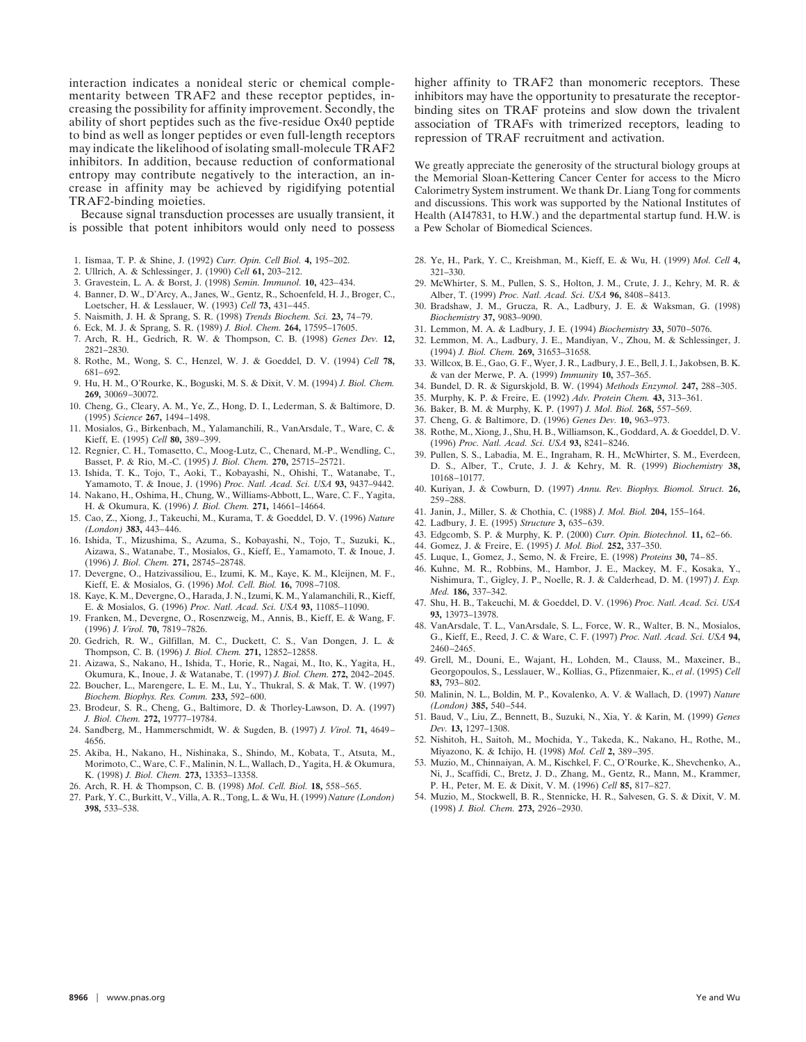interaction indicates a nonideal steric or chemical complementarity between TRAF2 and these receptor peptides, increasing the possibility for affinity improvement. Secondly, the ability of short peptides such as the five-residue Ox40 peptide to bind as well as longer peptides or even full-length receptors may indicate the likelihood of isolating small-molecule TRAF2 inhibitors. In addition, because reduction of conformational entropy may contribute negatively to the interaction, an increase in affinity may be achieved by rigidifying potential TRAF2-binding moieties.

Because signal transduction processes are usually transient, it is possible that potent inhibitors would only need to possess higher affinity to TRAF2 than monomeric receptors. These inhibitors may have the opportunity to presaturate the receptor-binding sites on TRAF proteins and slow down the trivalent association of TRAFs with trimerized receptors, leading to repression of TRAF recruitment and activation.

We greatly appreciate the generosity of the structural biology groups at the Memorial Sloan-Kettering Cancer Center for access to the Micro Calorimetry System instrument. We thank Dr. Liang Tong for comments and discussions. This work was supported by the National Institutes of Health (AI47831, to H.W.) and the departmental startup fund. H.W. is a Pew Scholar of Biomedical Sciences.

1. Iismaa, T. P. & Shine, J. (1992) *Curr. Opin. Cell Biol.* **4,** 195–202.
2. Ullrich, A. & Schlessinger, J. (1990) *Cell* **61,** 203–212.
3. Gravestein, L. A. & Borst, J. (1998) *Semin. Immunol.* **10,** 423–434.
4. Banner, D. W., D'Arcy, A., Janes, W., Gentz, R., Schoenfeld, H. J., Broger, C., Loetscher, H. & Lesslauer, W. (1993) *Cell* **73,** 431–445.
5. Naismith, J. H. & Sprang, S. R. (1998) *Trends Biochem. Sci.* **23,** 74–79.
6. Eck, M. J. & Sprang, S. R. (1989) *J. Biol. Chem.* **264,** 17595–17605.
7. Arch, R. H., Gedrich, R. W. & Thompson, C. B. (1998) *Genes Dev.* **12,** 2821–2830.
8. Rothe, M., Wong, S. C., Henzel, W. J. & Goeddel, D. V. (1994) *Cell* **78,** 681–692.
9. Hu, H. M., O'Rourke, K., Boguski, M. S. & Dixit, V. M. (1994) *J. Biol. Chem.* **269,** 30069–30072.
10. Cheng, G., Cleary, A. M., Ye, Z., Hong, D. I., Lederman, S. & Baltimore, D. (1995) *Science* **267,** 1494–1498.
11. Mosialos, G., Birkenbach, M., Yalamanchili, R., VanArsdale, T., Ware, C. & Kieff, E. (1995) *Cell* **80,** 389–399.
12. Regnier, C. H., Tomasetto, C., Moog-Lutz, C., Chenard, M.-P., Wendling, C., Basset, P. & Rio, M.-C. (1995) *J. Biol. Chem.* **270,** 25715–25721.
13. Ishida, T. K., Tojo, T., Aoki, T., Kobayashi, N., Ohishi, T., Watanabe, T., Yamamoto, T. & Inoue, J. (1996) *Proc. Natl. Acad. Sci. USA* **93,** 9437–9442.
14. Nakano, H., Oshima, H., Chung, W., Williams-Abbott, L., Ware, C. F., Yagita, H. & Okumura, K. (1996) *J. Biol. Chem.* **271,** 14661–14664.
15. Cao, Z., Xiong, J., Takeuchi, M., Kurama, T. & Goeddel, D. V. (1996) *Nature (London)* **383,** 443–446.
16. Ishida, T., Mizushima, S., Azuma, S., Kobayashi, N., Tojo, T., Suzuki, K., Aizawa, S., Watanabe, T., Mosialos, G., Kieff, E., Yamamoto, T. & Inoue, J. (1996) *J. Biol. Chem.* **271,** 28745–28748.
17. Devergne, O., Hatzivassiliou, E., Izumi, K. M., Kaye, K. M., Kleijnen, M. F., Kieff, E. & Mosialos, G. (1996) *Mol. Cell. Biol.* **16,** 7098–7108.
18. Kaye, K. M., Devergne, O., Harada, J. N., Izumi, K. M., Yalamanchili, R., Kieff, E. & Mosialos, G. (1996) *Proc. Natl. Acad. Sci. USA* **93,** 11085–11090.
19. Franken, M., Devergne, O., Rosenzweig, M., Annis, B., Kieff, E. & Wang, F. (1996) *J. Virol.* **70,** 7819–7826.
20. Gedrich, R. W., Gilfillan, M. C., Duckett, C. S., Van Dongen, J. L. & Thompson, C. B. (1996) *J. Biol. Chem.* **271,** 12852–12858.
21. Aizawa, S., Nakano, H., Ishida, T., Horie, R., Nagai, M., Ito, K., Yagita, H., Okumura, K., Inoue, J. & Watanabe, T. (1997) *J. Biol. Chem.* **272,** 2042–2045.
22. Boucher, L., Marengere, L. E. M., Lu, Y., Thukral, S. & Mak, T. W. (1997) *Biochem. Biophys. Res. Comm.* **233,** 592–600.
23. Brodeur, S. R., Cheng, G., Baltimore, D. & Thorley-Lawson, D. A. (1997) *J. Biol. Chem.* **272,** 19777–19784.
24. Sandberg, M., Hammerschmidt, W. & Sugden, B. (1997) *J. Virol.* **71,** 4649–4656.
25. Akiba, H., Nakano, H., Nishinaka, S., Shindo, M., Kobata, T., Atsuta, M., Morimoto, C., Ware, C. F., Malinin, N. L., Wallach, D., Yagita, H. & Okumura, K. (1998) *J. Biol. Chem.* **273,** 13353–13358.
26. Arch, R. H. & Thompson, C. B. (1998) *Mol. Cell. Biol.* **18,** 558–565.
27. Park, Y. C., Burkitt, V., Villa, A. R., Tong, L. & Wu, H. (1999) *Nature (London)* **398,** 533–538.
28. Ye, H., Park, Y. C., Kreishman, M., Kieff, E. & Wu, H. (1999) *Mol. Cell* **4,** 321–330.
29. McWhirter, S. M., Pullen, S. S., Holton, J. M., Crute, J. J., Kehry, M. R. & Alber, T. (1999) *Proc. Natl. Acad. Sci. USA* **96,** 8408–8413.
30. Bradshaw, J. M., Grucza, R. A., Ladbury, J. E. & Waksman, G. (1998) *Biochemistry* **37,** 9083–9090.
31. Lemmon, M. A. & Ladbury, J. E. (1994) *Biochemistry* **33,** 5070–5076.
32. Lemmon, M. A., Ladbury, J. E., Mandiyan, V., Zhou, M. & Schlessinger, J. (1994) *J. Biol. Chem.* **269,** 31653–31658.
33. Willcox, B. E., Gao, G. F., Wyer, J. R., Ladbury, J. E., Bell, J. I., Jakobsen, B. K. & van der Merwe, P. A. (1999) *Immunity* **10,** 357–365.
34. Bundel, D. R. & Sigurskjold, B. W. (1994) *Methods Enzymol.* **247,** 288–305.
35. Murphy, K. P. & Freire, E. (1992) *Adv. Protein Chem.* **43,** 313–361.
36. Baker, B. M. & Murphy, K. P. (1997) *J. Mol. Biol.* **268,** 557–569.
37. Cheng, G. & Baltimore, D. (1996) *Genes Dev.* **10,** 963–973.
38. Rothe, M., Xiong, J., Shu, H. B., Williamson, K., Goddard, A. & Goeddel, D. V. (1996) *Proc. Natl. Acad. Sci. USA* **93,** 8241–8246.
39. Pullen, S. S., Labadia, M. E., Ingraham, R. H., McWhirter, S. M., Everdeen, D. S., Alber, T., Crute, J. J. & Kehry, M. R. (1999) *Biochemistry* **38,** 10168–10177.
40. Kuriyan, J. & Cowburn, D. (1997) *Annu. Rev. Biophys. Biomol. Struct.* **26,** 259–288.
41. Janin, J., Miller, S. & Chothia, C. (1988) *J. Mol. Biol.* **204,** 155–164.
42. Ladbury, J. E. (1995) *Structure* **3,** 635–639.
43. Edgcomb, S. P. & Murphy, K. P. (2000) *Curr. Opin. Biotechnol.* **11,** 62–66.
44. Gomez, J. & Freire, E. (1995) *J. Mol. Biol.* **252,** 337–350.
45. Luque, I., Gomez, J., Semo, N. & Freire, E. (1998) *Proteins* **30,** 74–85.
46. Kuhne, M. R., Robbins, M., Hambor, J. E., Mackey, M. F., Kosaka, Y., Nishimura, T., Gigley, J. P., Noelle, R. J. & Calderhead, D. M. (1997) *J. Exp. Med.* **186,** 337–342.
47. Shu, H. B., Takeuchi, M. & Goeddel, D. V. (1996) *Proc. Natl. Acad. Sci. USA* **93,** 13973–13978.
48. VanArsdale, T. L., VanArsdale, S. L., Force, W. R., Walter, B. N., Mosialos, G., Kieff, E., Reed, J. C. & Ware, C. F. (1997) *Proc. Natl. Acad. Sci. USA* **94,** 2460–2465.
49. Grell, M., Douni, E., Wajant, H., Lohden, M., Clauss, M., Maxeiner, B., Georgopoulos, S., Lesslauer, W., Kollias, G., Pfizenmaier, K., *et al.* (1995) *Cell* **83,** 793–802.
50. Malinin, N. L., Boldin, M. P., Kovalenko, A. V. & Wallach, D. (1997) *Nature (London)* **385,** 540–544.
51. Baud, V., Liu, Z., Bennett, B., Suzuki, N., Xia, Y. & Karin, M. (1999) *Genes Dev.* **13,** 1297–1308.
52. Nishitoh, H., Saitoh, M., Mochida, Y., Takeda, K., Nakano, H., Rothe, M., Miyazono, K. & Ichijo, H. (1998) *Mol. Cell* **2,** 389–395.
53. Muzio, M., Chinnaiyan, A. M., Kischkel, F. C., O'Rourke, K., Shevchenko, A., Ni, J., Scaffidi, C., Bretz, J. D., Zhang, M., Gentz, R., Mann, M., Krammer, P. H., Peter, M. E. & Dixit, V. M. (1996) *Cell* **85,** 817–827.
54. Muzio, M., Stockwell, B. R., Stennicke, H. R., Salvesen, G. S. & Dixit, V. M. (1998) *J. Biol. Chem.* **273,** 2926–2930.